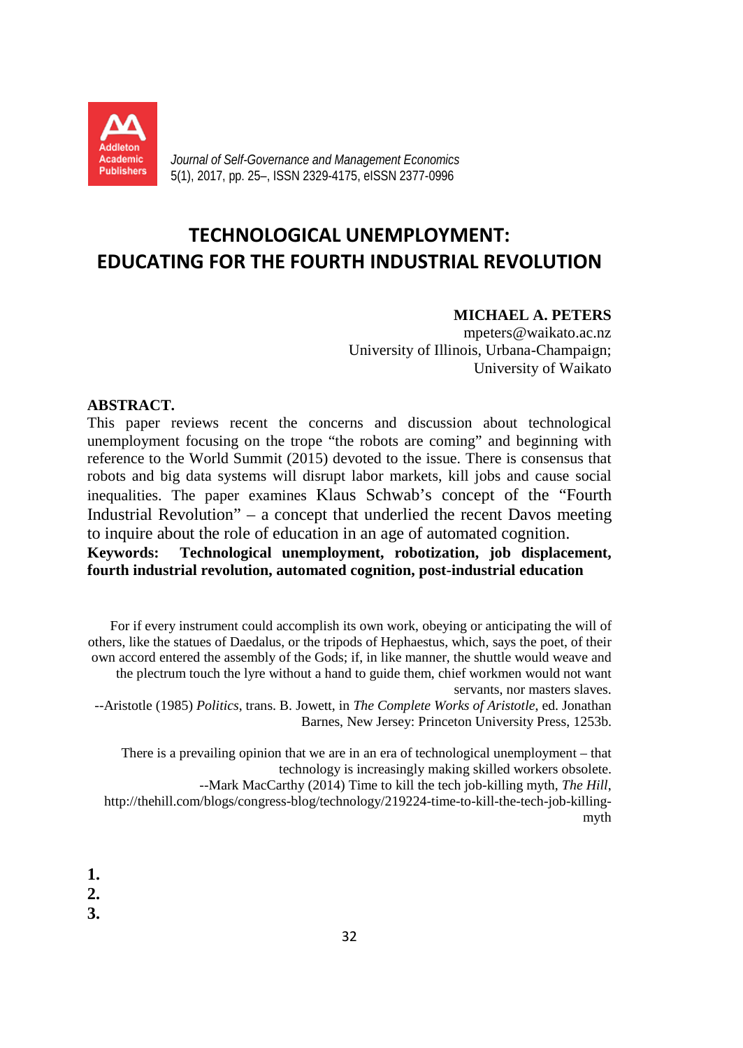# TECHNOLOGICAL UNEMPLOYMENT: EDUCATING FOR THE FOURTH INDUSTRIAL REVOLUTION

**MICHAEL A. PETERS**
mpeters@waikato.ac.nz
University of Illinois, Urbana-Champaign;
University of Waikato

**ABSTRACT.**
This paper reviews recent the concerns and discussion about technological unemployment focusing on the trope "the robots are coming" and beginning with reference to the World Summit (2015) devoted to the issue. There is consensus that robots and big data systems will disrupt labor markets, kill jobs and cause social inequalities. The paper examines Klaus Schwab's concept of the "Fourth Industrial Revolution" – a concept that underlied the recent Davos meeting to inquire about the role of education in an age of automated cognition.
**Keywords: Technological unemployment, robotization, job displacement, fourth industrial revolution, automated cognition, post-industrial education**

> For if every instrument could accomplish its own work, obeying or anticipating the will of others, like the statues of Daedalus, or the tripods of Hephaestus, which, says the poet, of their own accord entered the assembly of the Gods; if, in like manner, the shuttle would weave and the plectrum touch the lyre without a hand to guide them, chief workmen would not want servants, nor masters slaves.
> --Aristotle (1985) *Politics*, trans. B. Jowett, in *The Complete Works of Aristotle*, ed. Jonathan Barnes, New Jersey: Princeton University Press, 1253b.

> There is a prevailing opinion that we are in an era of technological unemployment – that technology is increasingly making skilled workers obsolete.
> --Mark MacCarthy (2014) Time to kill the tech job-killing myth, *The Hill*, http://thehill.com/blogs/congress-blog/technology/219224-time-to-kill-the-tech-job-killing-myth

**1.**
**2.**
**3.**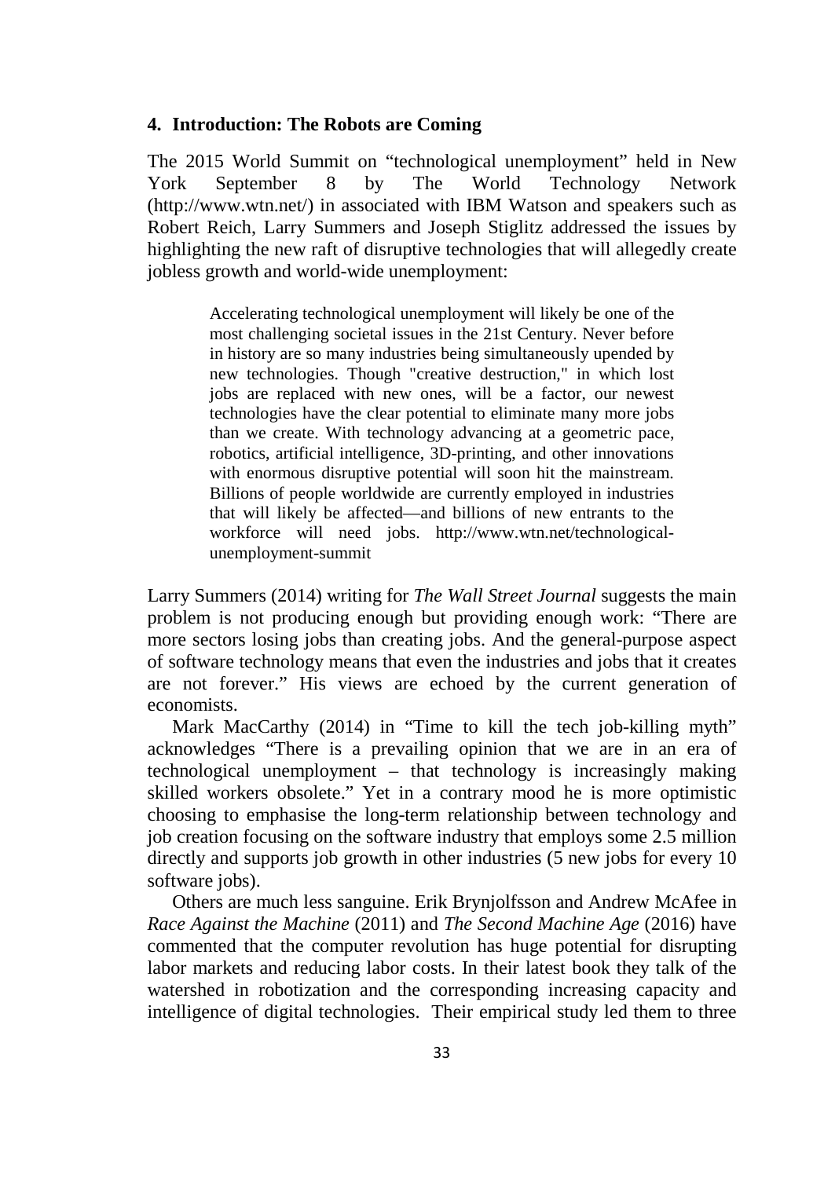## 4. Introduction: The Robots are Coming

The 2015 World Summit on "technological unemployment" held in New York September 8 by The World Technology Network (http://www.wtn.net/) in associated with IBM Watson and speakers such as Robert Reich, Larry Summers and Joseph Stiglitz addressed the issues by highlighting the new raft of disruptive technologies that will allegedly create jobless growth and world-wide unemployment:

> Accelerating technological unemployment will likely be one of the most challenging societal issues in the 21st Century. Never before in history are so many industries being simultaneously upended by new technologies. Though "creative destruction," in which lost jobs are replaced with new ones, will be a factor, our newest technologies have the clear potential to eliminate many more jobs than we create. With technology advancing at a geometric pace, robotics, artificial intelligence, 3D-printing, and other innovations with enormous disruptive potential will soon hit the mainstream. Billions of people worldwide are currently employed in industries that will likely be affected—and billions of new entrants to the workforce will need jobs. http://www.wtn.net/technological-unemployment-summit

Larry Summers (2014) writing for *The Wall Street Journal* suggests the main problem is not producing enough but providing enough work: "There are more sectors losing jobs than creating jobs. And the general-purpose aspect of software technology means that even the industries and jobs that it creates are not forever." His views are echoed by the current generation of economists.

Mark MacCarthy (2014) in "Time to kill the tech job-killing myth" acknowledges "There is a prevailing opinion that we are in an era of technological unemployment – that technology is increasingly making skilled workers obsolete." Yet in a contrary mood he is more optimistic choosing to emphasise the long-term relationship between technology and job creation focusing on the software industry that employs some 2.5 million directly and supports job growth in other industries (5 new jobs for every 10 software jobs).

Others are much less sanguine. Erik Brynjolfsson and Andrew McAfee in *Race Against the Machine* (2011) and *The Second Machine Age* (2016) have commented that the computer revolution has huge potential for disrupting labor markets and reducing labor costs. In their latest book they talk of the watershed in robotization and the corresponding increasing capacity and intelligence of digital technologies. Their empirical study led them to three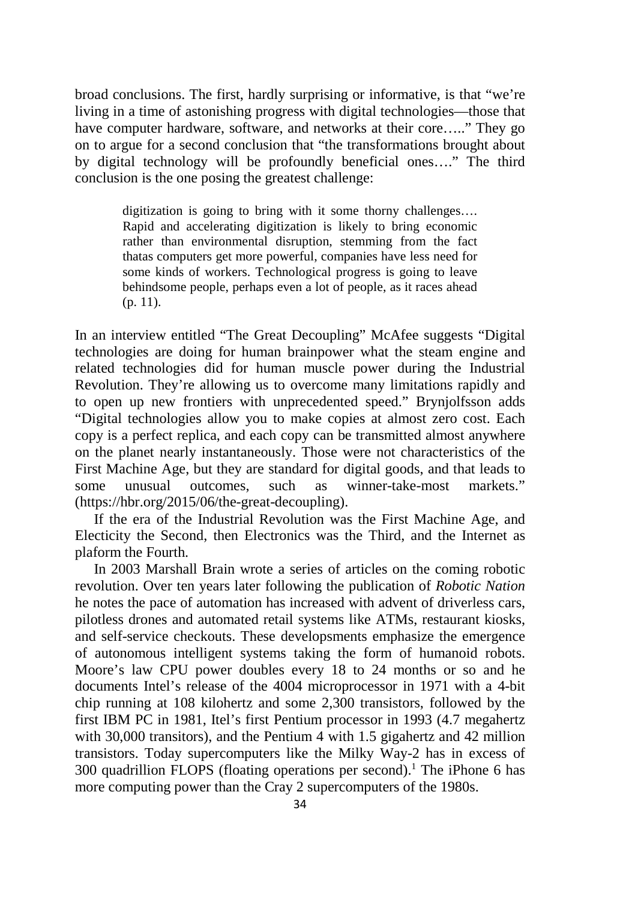broad conclusions. The first, hardly surprising or informative, is that "we're living in a time of astonishing progress with digital technologies—those that have computer hardware, software, and networks at their core….." They go on to argue for a second conclusion that "the transformations brought about by digital technology will be profoundly beneficial ones…." The third conclusion is the one posing the greatest challenge:

> digitization is going to bring with it some thorny challenges…. Rapid and accelerating digitization is likely to bring economic rather than environmental disruption, stemming from the fact thatas computers get more powerful, companies have less need for some kinds of workers. Technological progress is going to leave behindsome people, perhaps even a lot of people, as it races ahead (p. 11).

In an interview entitled "The Great Decoupling" McAfee suggests "Digital technologies are doing for human brainpower what the steam engine and related technologies did for human muscle power during the Industrial Revolution. They're allowing us to overcome many limitations rapidly and to open up new frontiers with unprecedented speed." Brynjolfsson adds "Digital technologies allow you to make copies at almost zero cost. Each copy is a perfect replica, and each copy can be transmitted almost anywhere on the planet nearly instantaneously. Those were not characteristics of the First Machine Age, but they are standard for digital goods, and that leads to some unusual outcomes, such as winner-take-most markets." (https://hbr.org/2015/06/the-great-decoupling).

If the era of the Industrial Revolution was the First Machine Age, and Electicity the Second, then Electronics was the Third, and the Internet as plaform the Fourth.

In 2003 Marshall Brain wrote a series of articles on the coming robotic revolution. Over ten years later following the publication of *Robotic Nation* he notes the pace of automation has increased with advent of driverless cars, pilotless drones and automated retail systems like ATMs, restaurant kiosks, and self-service checkouts. These developsments emphasize the emergence of autonomous intelligent systems taking the form of humanoid robots. Moore's law CPU power doubles every 18 to 24 months or so and he documents Intel's release of the 4004 microprocessor in 1971 with a 4-bit chip running at 108 kilohertz and some 2,300 transistors, followed by the first IBM PC in 1981, Itel's first Pentium processor in 1993 (4.7 megahertz with 30,000 transitors), and the Pentium 4 with 1.5 gigahertz and 42 million transistors. Today supercomputers like the Milky Way-2 has in excess of 300 quadrillion FLOPS (floating operations per second).[1] The iPhone 6 has more computing power than the Cray 2 supercomputers of the 1980s.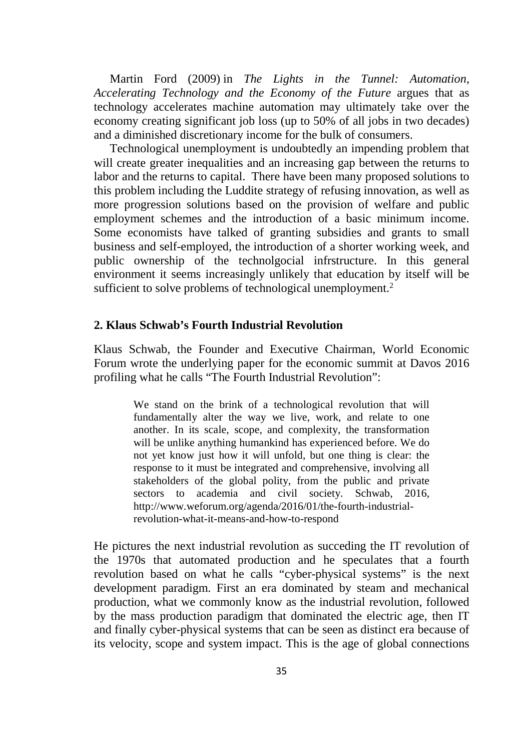Martin Ford (2009) in *The Lights in the Tunnel: Automation, Accelerating Technology and the Economy of the Future* argues that as technology accelerates machine automation may ultimately take over the economy creating significant job loss (up to 50% of all jobs in two decades) and a diminished discretionary income for the bulk of consumers.

Technological unemployment is undoubtedly an impending problem that will create greater inequalities and an increasing gap between the returns to labor and the returns to capital. There have been many proposed solutions to this problem including the Luddite strategy of refusing innovation, as well as more progression solutions based on the provision of welfare and public employment schemes and the introduction of a basic minimum income. Some economists have talked of granting subsidies and grants to small business and self-employed, the introduction of a shorter working week, and public ownership of the technolgocial infrstructure. In this general environment it seems increasingly unlikely that education by itself will be sufficient to solve problems of technological unemployment.[2]

## 2. Klaus Schwab's Fourth Industrial Revolution

Klaus Schwab, the Founder and Executive Chairman, World Economic Forum wrote the underlying paper for the economic summit at Davos 2016 profiling what he calls "The Fourth Industrial Revolution":

> We stand on the brink of a technological revolution that will fundamentally alter the way we live, work, and relate to one another. In its scale, scope, and complexity, the transformation will be unlike anything humankind has experienced before. We do not yet know just how it will unfold, but one thing is clear: the response to it must be integrated and comprehensive, involving all stakeholders of the global polity, from the public and private sectors to academia and civil society. Schwab, 2016, http://www.weforum.org/agenda/2016/01/the-fourth-industrial-revolution-what-it-means-and-how-to-respond

He pictures the next industrial revolution as succeding the IT revolution of the 1970s that automated production and he speculates that a fourth revolution based on what he calls "cyber-physical systems" is the next development paradigm. First an era dominated by steam and mechanical production, what we commonly know as the industrial revolution, followed by the mass production paradigm that dominated the electric age, then IT and finally cyber-physical systems that can be seen as distinct era because of its velocity, scope and system impact. This is the age of global connections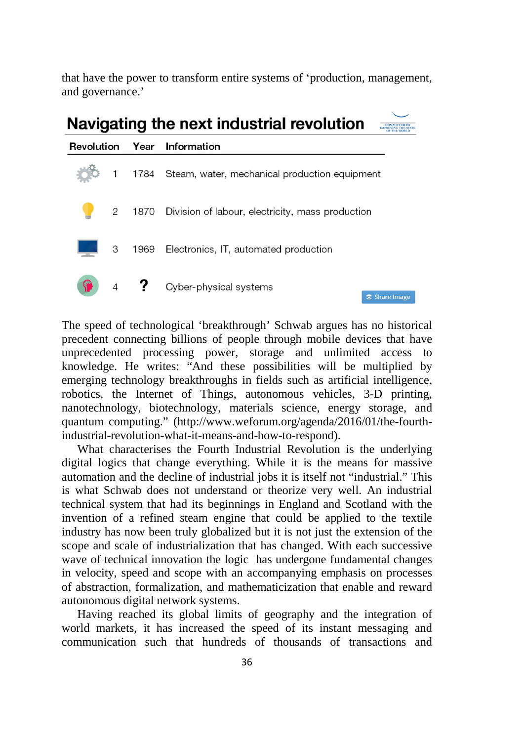that have the power to transform entire systems of 'production, management, and governance.'

## Navigating the next industrial revolution

| Revolution | Year | Information |
|---|---|---|
| 1 | 1784 | Steam, water, mechanical production equipment |
| 2 | 1870 | Division of labour, electricity, mass production |
| 3 | 1969 | Electronics, IT, automated production |
| 4 | ? | Cyber-physical systems |

The speed of technological 'breakthrough' Schwab argues has no historical precedent connecting billions of people through mobile devices that have unprecedented processing power, storage and unlimited access to knowledge. He writes: "And these possibilities will be multiplied by emerging technology breakthroughs in fields such as artificial intelligence, robotics, the Internet of Things, autonomous vehicles, 3-D printing, nanotechnology, biotechnology, materials science, energy storage, and quantum computing." (http://www.weforum.org/agenda/2016/01/the-fourth-industrial-revolution-what-it-means-and-how-to-respond).

What characterises the Fourth Industrial Revolution is the underlying digital logics that change everything. While it is the means for massive automation and the decline of industrial jobs it is itself not "industrial." This is what Schwab does not understand or theorize very well. An industrial technical system that had its beginnings in England and Scotland with the invention of a refined steam engine that could be applied to the textile industry has now been truly globalized but it is not just the extension of the scope and scale of industrialization that has changed. With each successive wave of technical innovation the logic has undergone fundamental changes in velocity, speed and scope with an accompanying emphasis on processes of abstraction, formalization, and mathematicization that enable and reward autonomous digital network systems.

Having reached its global limits of geography and the integration of world markets, it has increased the speed of its instant messaging and communication such that hundreds of thousands of transactions and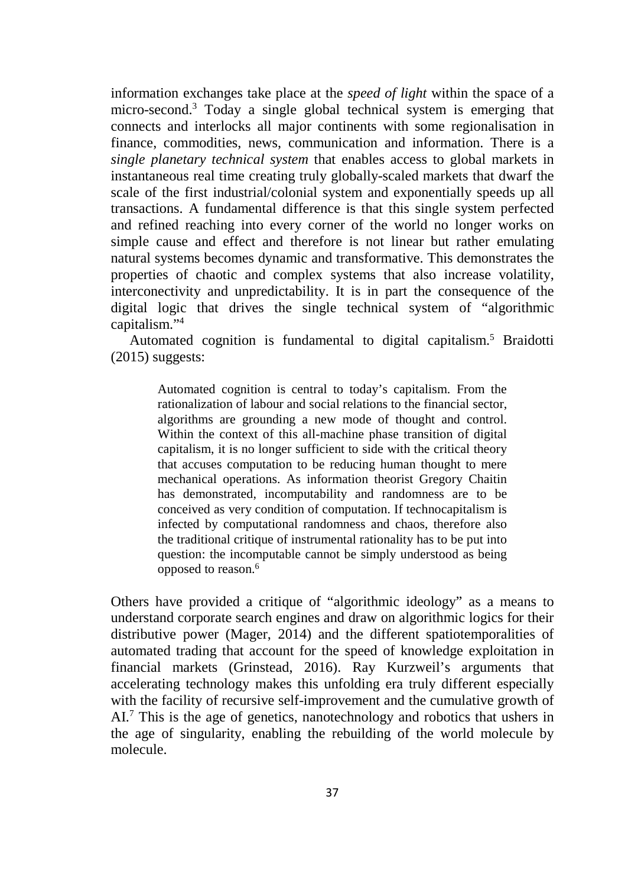information exchanges take place at the *speed of light* within the space of a micro-second.[3] Today a single global technical system is emerging that connects and interlocks all major continents with some regionalisation in finance, commodities, news, communication and information. There is a *single planetary technical system* that enables access to global markets in instantaneous real time creating truly globally-scaled markets that dwarf the scale of the first industrial/colonial system and exponentially speeds up all transactions. A fundamental difference is that this single system perfected and refined reaching into every corner of the world no longer works on simple cause and effect and therefore is not linear but rather emulating natural systems becomes dynamic and transformative. This demonstrates the properties of chaotic and complex systems that also increase volatility, interconectivity and unpredictability. It is in part the consequence of the digital logic that drives the single technical system of "algorithmic capitalism."[4]

Automated cognition is fundamental to digital capitalism.[5] Braidotti (2015) suggests:

> Automated cognition is central to today's capitalism. From the rationalization of labour and social relations to the financial sector, algorithms are grounding a new mode of thought and control. Within the context of this all-machine phase transition of digital capitalism, it is no longer sufficient to side with the critical theory that accuses computation to be reducing human thought to mere mechanical operations. As information theorist Gregory Chaitin has demonstrated, incomputability and randomness are to be conceived as very condition of computation. If technocapitalism is infected by computational randomness and chaos, therefore also the traditional critique of instrumental rationality has to be put into question: the incomputable cannot be simply understood as being opposed to reason.[6]

Others have provided a critique of "algorithmic ideology" as a means to understand corporate search engines and draw on algorithmic logics for their distributive power (Mager, 2014) and the different spatiotemporalities of automated trading that account for the speed of knowledge exploitation in financial markets (Grinstead, 2016). Ray Kurzweil's arguments that accelerating technology makes this unfolding era truly different especially with the facility of recursive self-improvement and the cumulative growth of AI.[7] This is the age of genetics, nanotechnology and robotics that ushers in the age of singularity, enabling the rebuilding of the world molecule by molecule.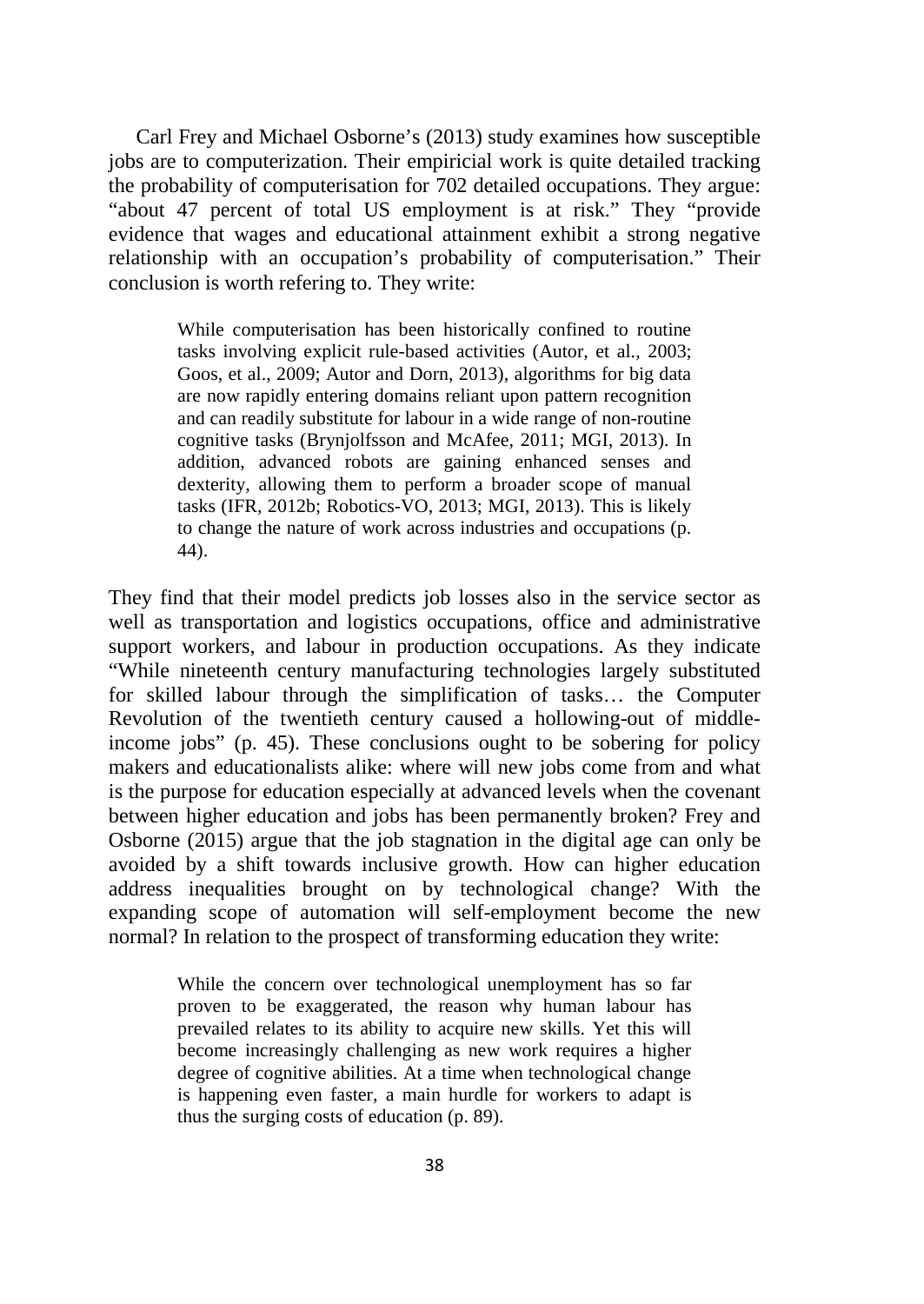Carl Frey and Michael Osborne's (2013) study examines how susceptible jobs are to computerization. Their empiricial work is quite detailed tracking the probability of computerisation for 702 detailed occupations. They argue: "about 47 percent of total US employment is at risk." They "provide evidence that wages and educational attainment exhibit a strong negative relationship with an occupation's probability of computerisation." Their conclusion is worth refering to. They write:

> While computerisation has been historically confined to routine tasks involving explicit rule-based activities (Autor, et al., 2003; Goos, et al., 2009; Autor and Dorn, 2013), algorithms for big data are now rapidly entering domains reliant upon pattern recognition and can readily substitute for labour in a wide range of non-routine cognitive tasks (Brynjolfsson and McAfee, 2011; MGI, 2013). In addition, advanced robots are gaining enhanced senses and dexterity, allowing them to perform a broader scope of manual tasks (IFR, 2012b; Robotics-VO, 2013; MGI, 2013). This is likely to change the nature of work across industries and occupations (p. 44).

They find that their model predicts job losses also in the service sector as well as transportation and logistics occupations, office and administrative support workers, and labour in production occupations. As they indicate "While nineteenth century manufacturing technologies largely substituted for skilled labour through the simplification of tasks… the Computer Revolution of the twentieth century caused a hollowing-out of middle-income jobs" (p. 45). These conclusions ought to be sobering for policy makers and educationalists alike: where will new jobs come from and what is the purpose for education especially at advanced levels when the covenant between higher education and jobs has been permanently broken? Frey and Osborne (2015) argue that the job stagnation in the digital age can only be avoided by a shift towards inclusive growth. How can higher education address inequalities brought on by technological change? With the expanding scope of automation will self-employment become the new normal? In relation to the prospect of transforming education they write:

> While the concern over technological unemployment has so far proven to be exaggerated, the reason why human labour has prevailed relates to its ability to acquire new skills. Yet this will become increasingly challenging as new work requires a higher degree of cognitive abilities. At a time when technological change is happening even faster, a main hurdle for workers to adapt is thus the surging costs of education (p. 89).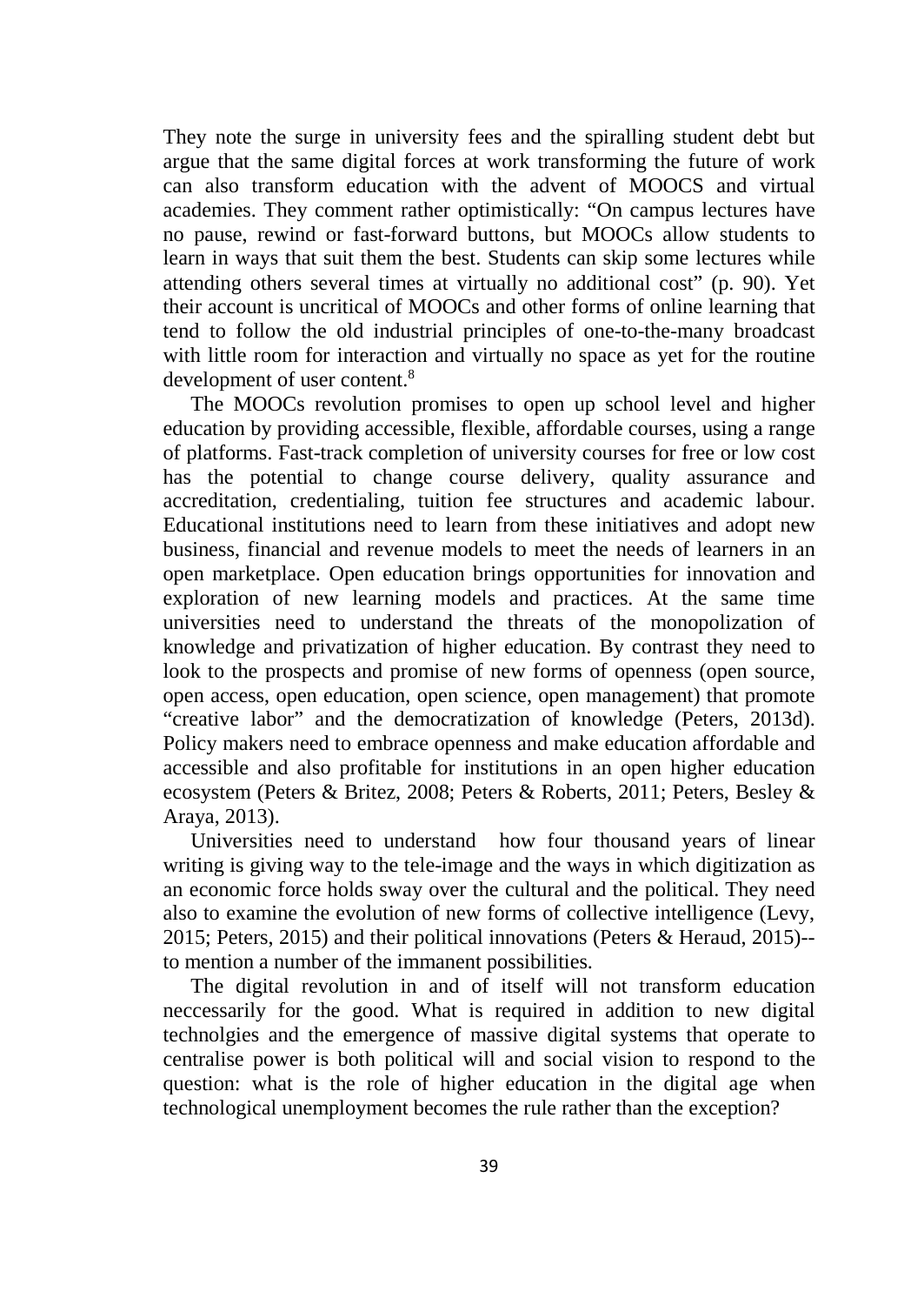They note the surge in university fees and the spiralling student debt but argue that the same digital forces at work transforming the future of work can also transform education with the advent of MOOCS and virtual academies. They comment rather optimistically: "On campus lectures have no pause, rewind or fast-forward buttons, but MOOCs allow students to learn in ways that suit them the best. Students can skip some lectures while attending others several times at virtually no additional cost" (p. 90). Yet their account is uncritical of MOOCs and other forms of online learning that tend to follow the old industrial principles of one-to-the-many broadcast with little room for interaction and virtually no space as yet for the routine development of user content.[8]

The MOOCs revolution promises to open up school level and higher education by providing accessible, flexible, affordable courses, using a range of platforms. Fast-track completion of university courses for free or low cost has the potential to change course delivery, quality assurance and accreditation, credentialing, tuition fee structures and academic labour. Educational institutions need to learn from these initiatives and adopt new business, financial and revenue models to meet the needs of learners in an open marketplace. Open education brings opportunities for innovation and exploration of new learning models and practices. At the same time universities need to understand the threats of the monopolization of knowledge and privatization of higher education. By contrast they need to look to the prospects and promise of new forms of openness (open source, open access, open education, open science, open management) that promote "creative labor" and the democratization of knowledge (Peters, 2013d). Policy makers need to embrace openness and make education affordable and accessible and also profitable for institutions in an open higher education ecosystem (Peters & Britez, 2008; Peters & Roberts, 2011; Peters, Besley & Araya, 2013).

Universities need to understand how four thousand years of linear writing is giving way to the tele-image and the ways in which digitization as an economic force holds sway over the cultural and the political. They need also to examine the evolution of new forms of collective intelligence (Levy, 2015; Peters, 2015) and their political innovations (Peters & Heraud, 2015)--to mention a number of the immanent possibilities.

The digital revolution in and of itself will not transform education neccessarily for the good. What is required in addition to new digital technolgies and the emergence of massive digital systems that operate to centralise power is both political will and social vision to respond to the question: what is the role of higher education in the digital age when technological unemployment becomes the rule rather than the exception?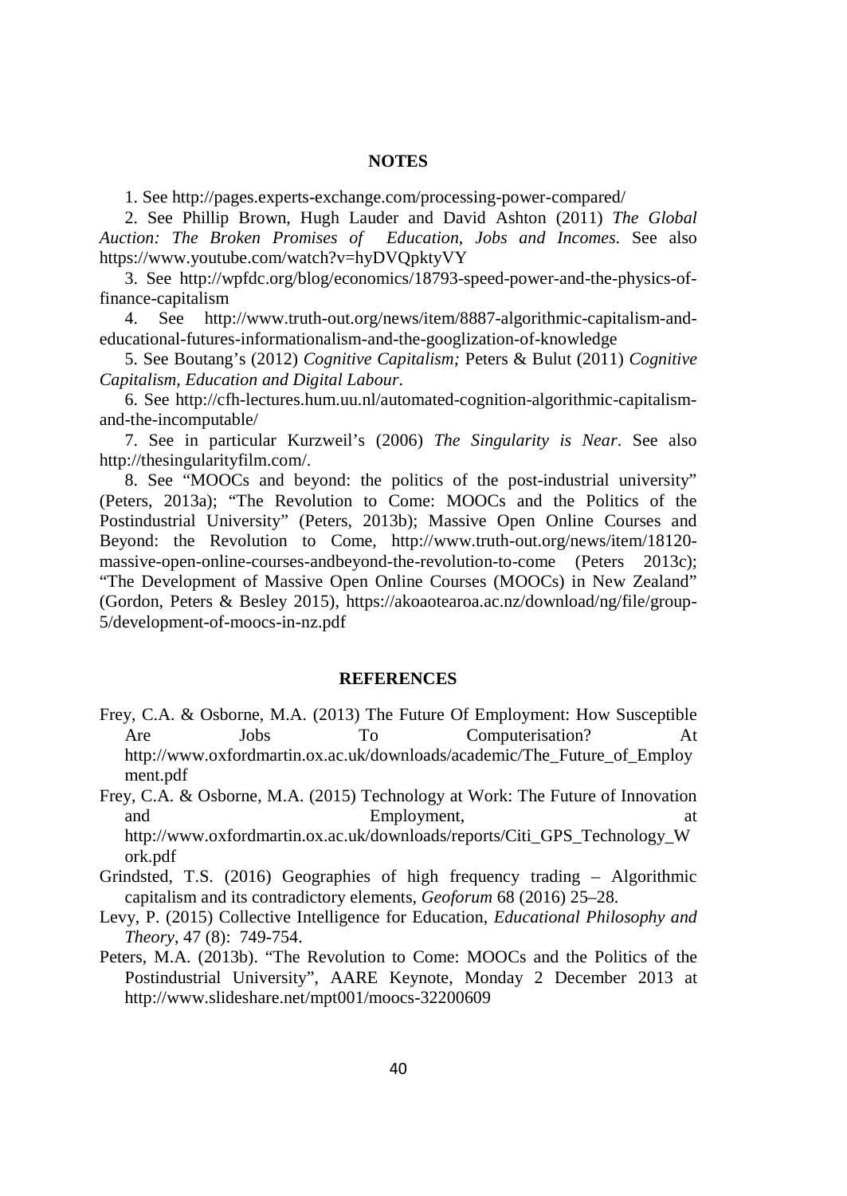## NOTES

1. See http://pages.experts-exchange.com/processing-power-compared/

2. See Phillip Brown, Hugh Lauder and David Ashton (2011) *The Global Auction: The Broken Promises of Education, Jobs and Incomes.* See also https://www.youtube.com/watch?v=hyDVQpktyVY

3. See http://wpfdc.org/blog/economics/18793-speed-power-and-the-physics-of-finance-capitalism

4. See http://www.truth-out.org/news/item/8887-algorithmic-capitalism-and-educational-futures-informationalism-and-the-googlization-of-knowledge

5. See Boutang's (2012) *Cognitive Capitalism;* Peters & Bulut (2011) *Cognitive Capitalism, Education and Digital Labour*.

6. See http://cfh-lectures.hum.uu.nl/automated-cognition-algorithmic-capitalism-and-the-incomputable/

7. See in particular Kurzweil's (2006) *The Singularity is Near*. See also http://thesingularityfilm.com/.

8. See "MOOCs and beyond: the politics of the post-industrial university" (Peters, 2013a); "The Revolution to Come: MOOCs and the Politics of the Postindustrial University" (Peters, 2013b); Massive Open Online Courses and Beyond: the Revolution to Come, http://www.truth-out.org/news/item/18120-massive-open-online-courses-andbeyond-the-revolution-to-come (Peters 2013c); "The Development of Massive Open Online Courses (MOOCs) in New Zealand" (Gordon, Peters & Besley 2015), https://akoaotearoa.ac.nz/download/ng/file/group-5/development-of-moocs-in-nz.pdf

## REFERENCES

Frey, C.A. & Osborne, M.A. (2013) The Future Of Employment: How Susceptible Are Jobs To Computerisation? At http://www.oxfordmartin.ox.ac.uk/downloads/academic/The_Future_of_Employment.pdf

Frey, C.A. & Osborne, M.A. (2015) Technology at Work: The Future of Innovation and Employment, at http://www.oxfordmartin.ox.ac.uk/downloads/reports/Citi_GPS_Technology_Work.pdf

Grindsted, T.S. (2016) Geographies of high frequency trading – Algorithmic capitalism and its contradictory elements, *Geoforum* 68 (2016) 25–28.

Levy, P. (2015) Collective Intelligence for Education, *Educational Philosophy and Theory*, 47 (8): 749-754.

Peters, M.A. (2013b). "The Revolution to Come: MOOCs and the Politics of the Postindustrial University", AARE Keynote, Monday 2 December 2013 at http://www.slideshare.net/mpt001/moocs-32200609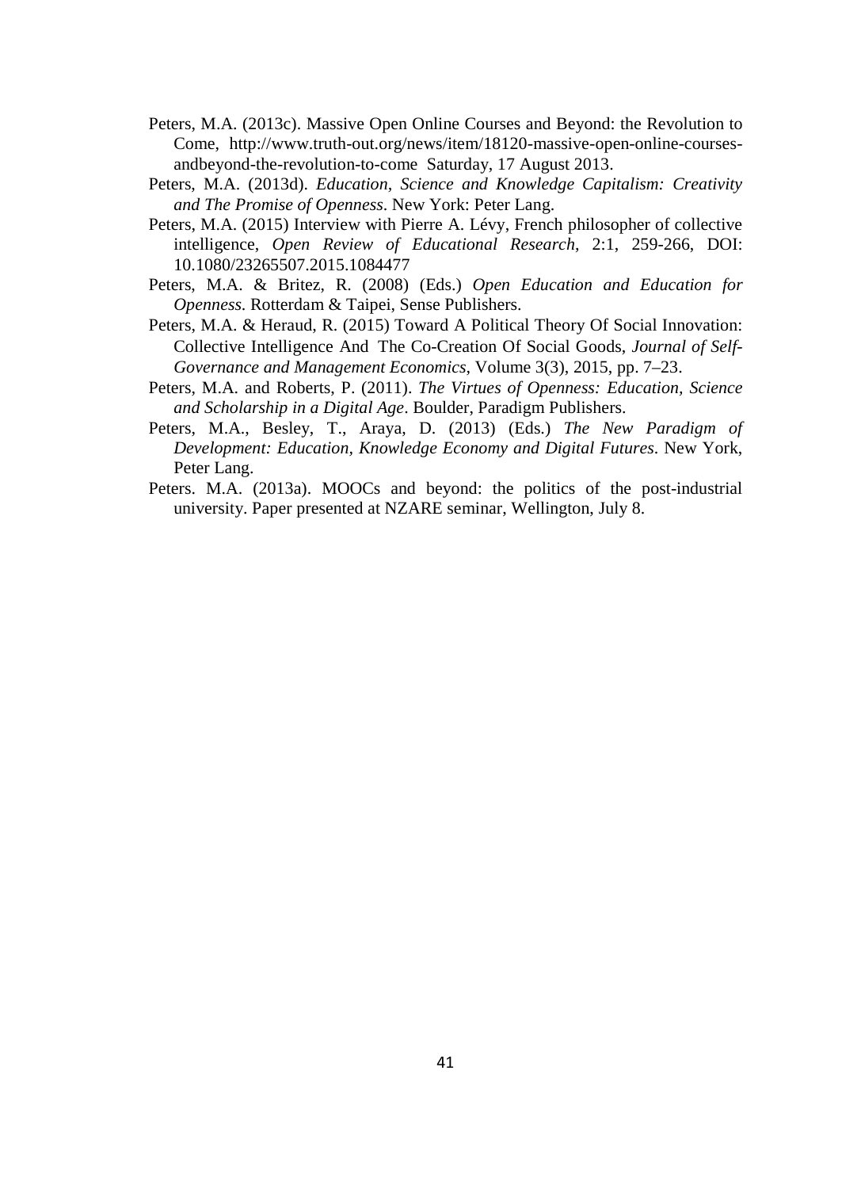Peters, M.A. (2013c). Massive Open Online Courses and Beyond: the Revolution to Come, http://www.truth-out.org/news/item/18120-massive-open-online-courses-andbeyond-the-revolution-to-come Saturday, 17 August 2013.

Peters, M.A. (2013d). *Education, Science and Knowledge Capitalism: Creativity and The Promise of Openness*. New York: Peter Lang.

Peters, M.A. (2015) Interview with Pierre A. Lévy, French philosopher of collective intelligence, *Open Review of Educational Research*, 2:1, 259-266, DOI: 10.1080/23265507.2015.1084477

Peters, M.A. & Britez, R. (2008) (Eds.) *Open Education and Education for Openness*. Rotterdam & Taipei, Sense Publishers.

Peters, M.A. & Heraud, R. (2015) Toward A Political Theory Of Social Innovation: Collective Intelligence And The Co-Creation Of Social Goods, *Journal of Self-Governance and Management Economics*, Volume 3(3), 2015, pp. 7–23.

Peters, M.A. and Roberts, P. (2011). *The Virtues of Openness: Education, Science and Scholarship in a Digital Age*. Boulder, Paradigm Publishers.

Peters, M.A., Besley, T., Araya, D. (2013) (Eds.) *The New Paradigm of Development: Education, Knowledge Economy and Digital Futures*. New York, Peter Lang.

Peters. M.A. (2013a). MOOCs and beyond: the politics of the post-industrial university. Paper presented at NZARE seminar, Wellington, July 8.